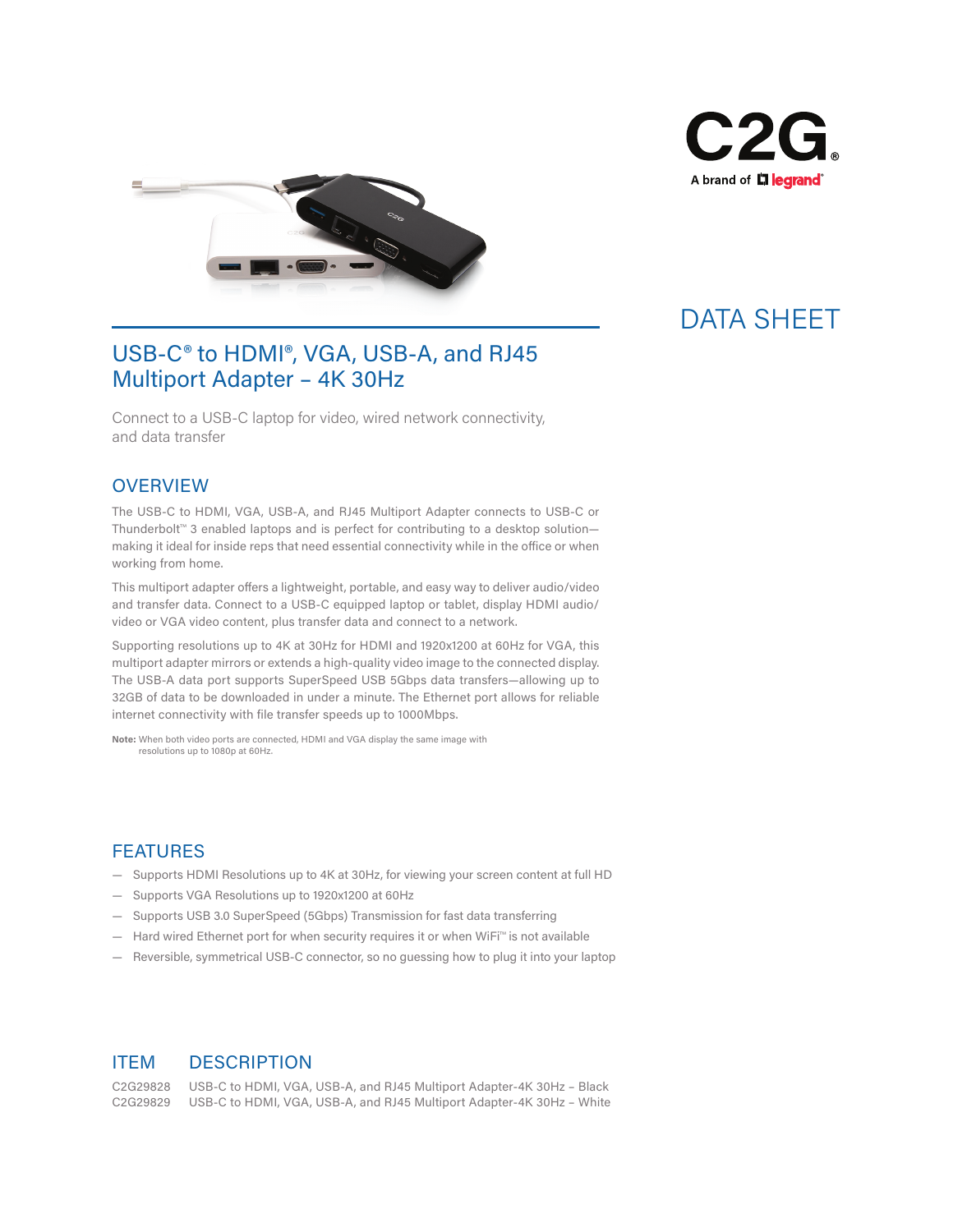C2G

A brand of legrand

DATA SHEET

# USB-C® to HDMI®, VGA, USB-A, and RJ45 Multiport Adapter – 4K 30Hz

Connect to a USB-C laptop for video, wired network connectivity, and data transfer

## OVERVIEW

The USB-C to HDMI, VGA, USB-A, and RJ45 Multiport Adapter connects to USB-C or Thunderbolt™ 3 enabled laptops and is perfect for contributing to a desktop solution—making it ideal for inside reps that need essential connectivity while in the office or when working from home.

This multiport adapter offers a lightweight, portable, and easy way to deliver audio/video and transfer data. Connect to a USB-C equipped laptop or tablet, display HDMI audio/video or VGA video content, plus transfer data and connect to a network.

Supporting resolutions up to 4K at 30Hz for HDMI and 1920x1200 at 60Hz for VGA, this multiport adapter mirrors or extends a high-quality video image to the connected display. The USB-A data port supports SuperSpeed USB 5Gbps data transfers—allowing up to 32GB of data to be downloaded in under a minute. The Ethernet port allows for reliable internet connectivity with file transfer speeds up to 1000Mbps.

**Note:** When both video ports are connected, HDMI and VGA display the same image with resolutions up to 1080p at 60Hz.

## FEATURES

- Supports HDMI Resolutions up to 4K at 30Hz, for viewing your screen content at full HD
- Supports VGA Resolutions up to 1920x1200 at 60Hz
- Supports USB 3.0 SuperSpeed (5Gbps) Transmission for fast data transferring
- Hard wired Ethernet port for when security requires it or when WiFi™ is not available
- Reversible, symmetrical USB-C connector, so no guessing how to plug it into your laptop

| ITEM | DESCRIPTION |
|---|---|
| C2G29828 | USB-C to HDMI, VGA, USB-A, and RJ45 Multiport Adapter-4K 30Hz – Black |
| C2G29829 | USB-C to HDMI, VGA, USB-A, and RJ45 Multiport Adapter-4K 30Hz – White |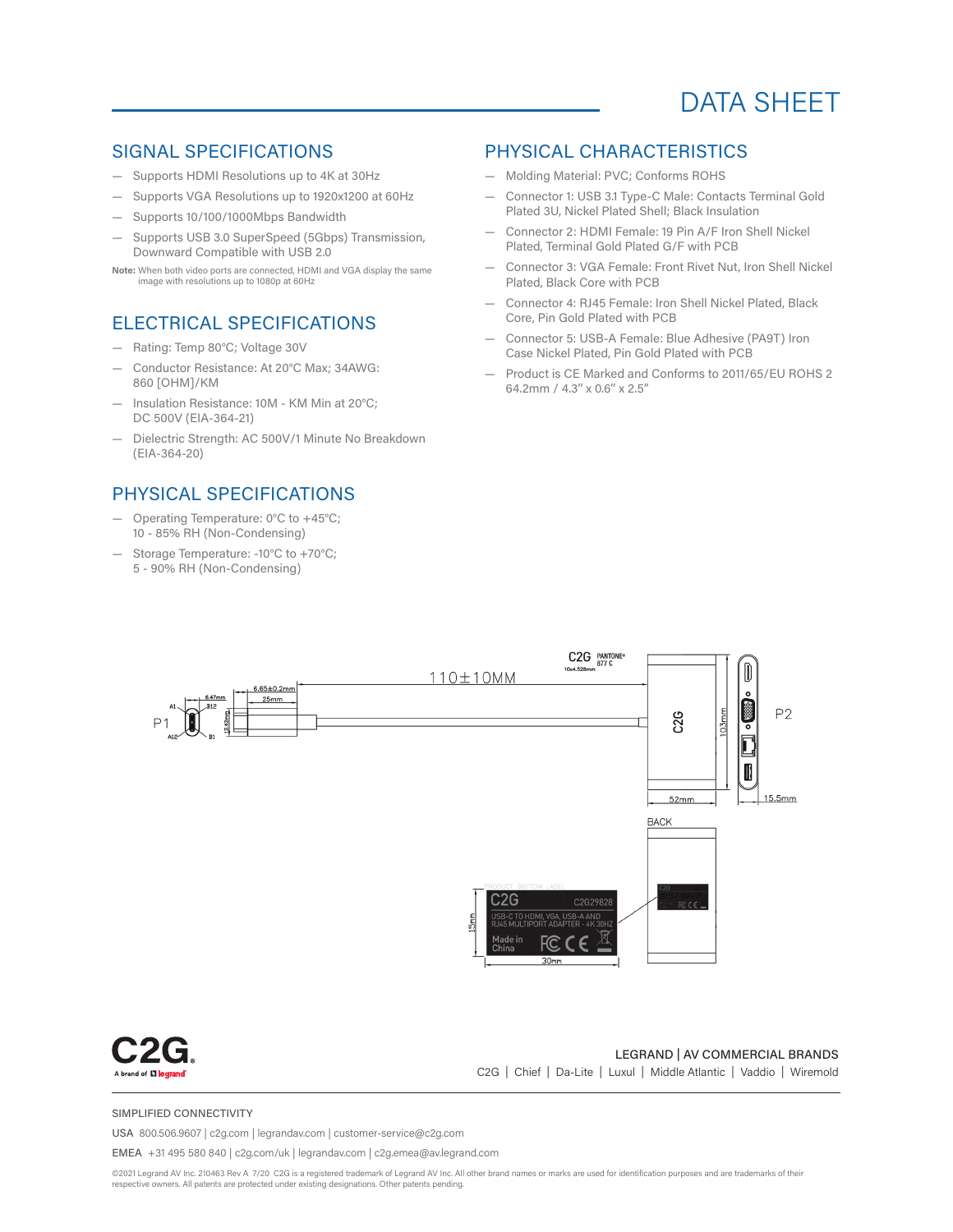# DATA SHEET

## SIGNAL SPECIFICATIONS

- Supports HDMI Resolutions up to 4K at 30Hz
- Supports VGA Resolutions up to 1920x1200 at 60Hz
- Supports 10/100/1000Mbps Bandwidth
- Supports USB 3.0 SuperSpeed (5Gbps) Transmission, Downward Compatible with USB 2.0

**Note:** When both video ports are connected, HDMI and VGA display the same image with resolutions up to 1080p at 60Hz

## ELECTRICAL SPECIFICATIONS

- Rating: Temp 80°C; Voltage 30V
- Conductor Resistance: At 20°C Max; 34AWG: 860 [OHM]/KM
- Insulation Resistance: 10M - KM Min at 20°C; DC 500V (EIA-364-21)
- Dielectric Strength: AC 500V/1 Minute No Breakdown (EIA-364-20)

## PHYSICAL SPECIFICATIONS

- Operating Temperature: 0°C to +45°C; 10 - 85% RH (Non-Condensing)
- Storage Temperature: -10°C to +70°C; 5 - 90% RH (Non-Condensing)

## PHYSICAL CHARACTERISTICS

- Molding Material: PVC; Conforms ROHS
- Connector 1: USB 3.1 Type-C Male: Contacts Terminal Gold Plated 3U, Nickel Plated Shell; Black Insulation
- Connector 2: HDMI Female: 19 Pin A/F Iron Shell Nickel Plated, Terminal Gold Plated G/F with PCB
- Connector 3: VGA Female: Front Rivet Nut, Iron Shell Nickel Plated, Black Core with PCB
- Connector 4: RJ45 Female: Iron Shell Nickel Plated, Black Core, Pin Gold Plated with PCB
- Connector 5: USB-A Female: Blue Adhesive (PA9T) Iron Case Nickel Plated, Pin Gold Plated with PCB
- Product is CE Marked and Conforms to 2011/65/EU ROHS 2 64.2mm / 4.3" x 0.6" x 2.5"

P1
A1
B12
A12
B1
6.47mm
2.42mm
6.65±0.2mm
25mm
110±10MM
C2G PANTONE® 877 C
10x4.528mm
C2G
103mm
52mm
P2
15.5mm
BACK
PRODUCT BOTTOM LABEL
C2G C2G29828
USB-C TO HDMI, VGA, USB-A AND RJ45 MULTIPORT ADAPTER - 4K 30HZ
Made in China
15mm
30mm

LEGRAND | AV COMMERCIAL BRANDS

C2G | Chief | Da-Lite | Luxul | Middle Atlantic | Vaddio | Wiremold

C2G. A brand of legrand

SIMPLIFIED CONNECTIVITY

USA 800.506.9607 | c2g.com | legrandav.com | customer-service@c2g.com

EMEA +31 495 580 840 | c2g.com/uk | legrandav.com | c2g.emea@av.legrand.com

©2021 Legrand AV Inc. 210463 Rev A 7/20 C2G is a registered trademark of Legrand AV Inc. All other brand names or marks are used for identification purposes and are trademarks of their respective owners. All patents are protected under existing designations. Other patents pending.